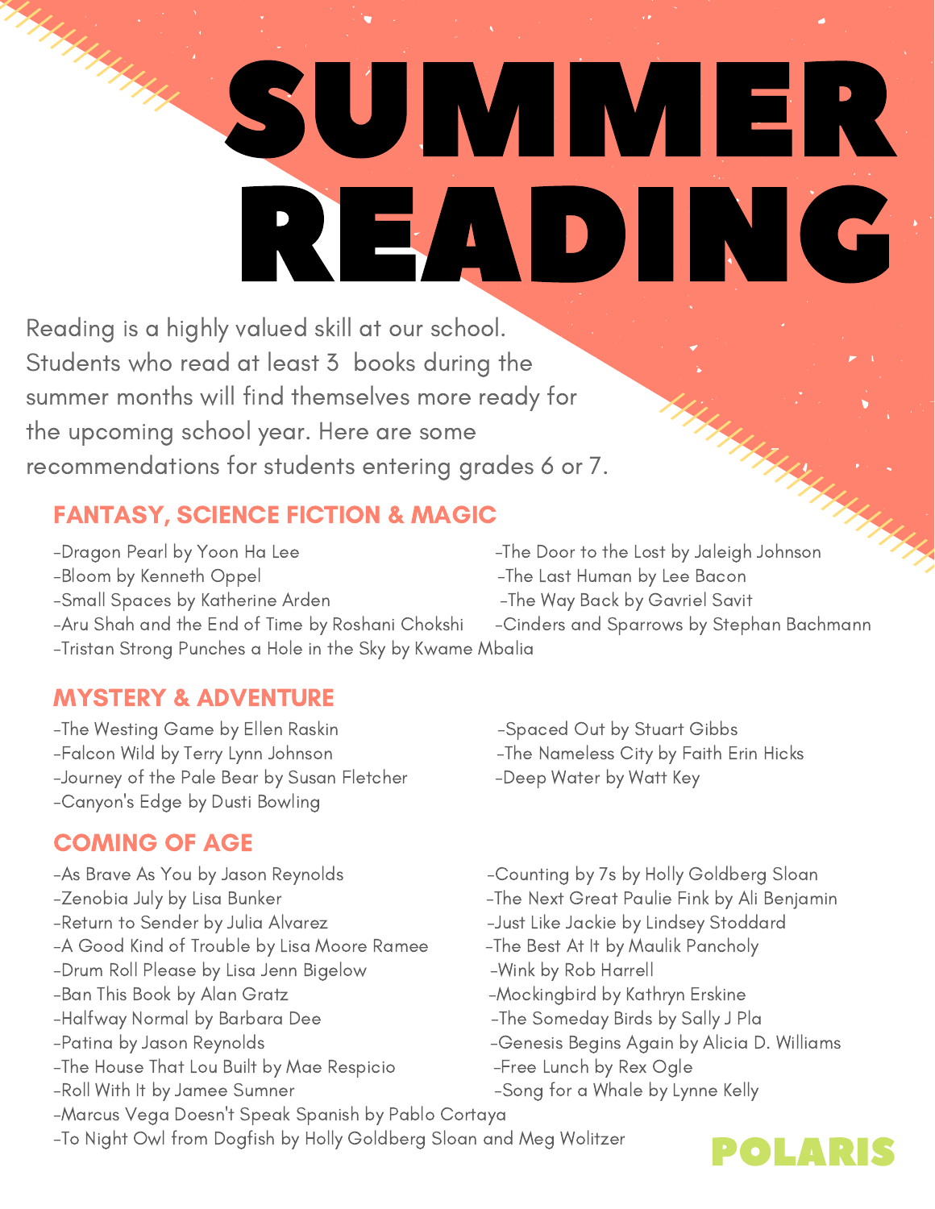# SUMMER READING

Reading is a highly valued skill at our school. Students who read at least 3 books during the summer months will find themselves more ready for the upcoming school year. Here are some recommendations for students entering grades 6 or 7.

## FANTASY, SCIENCE FICTION & MAGIC

- Dragon Pearl by Yoon Ha Lee
- Bloom by Kenneth Oppel
- Small Spaces by Katherine Arden
- Aru Shah and the End of Time by Roshani Chokshi
- Tristan Strong Punches a Hole in the Sky by Kwame Mbalia
- The Door to the Lost by Jaleigh Johnson
- The Last Human by Lee Bacon
- The Way Back by Gavriel Savit
- Cinders and Sparrows by Stephan Bachmann

## MYSTERY & ADVENTURE

- The Westing Game by Ellen Raskin
- Falcon Wild by Terry Lynn Johnson
- Journey of the Pale Bear by Susan Fletcher
- Canyon's Edge by Dusti Bowling
- Spaced Out by Stuart Gibbs
- The Nameless City by Faith Erin Hicks
- Deep Water by Watt Key

## COMING OF AGE

- As Brave As You by Jason Reynolds
- Zenobia July by Lisa Bunker
- Return to Sender by Julia Alvarez
- A Good Kind of Trouble by Lisa Moore Ramee
- Drum Roll Please by Lisa Jenn Bigelow
- Ban This Book by Alan Gratz
- Halfway Normal by Barbara Dee
- Patina by Jason Reynolds
- The House That Lou Built by Mae Respicio
- Roll With It by Jamee Sumner
- Marcus Vega Doesn't Speak Spanish by Pablo Cortaya
- To Night Owl from Dogfish by Holly Goldberg Sloan and Meg Wolitzer
- Counting by 7s by Holly Goldberg Sloan
- The Next Great Paulie Fink by Ali Benjamin
- Just Like Jackie by Lindsey Stoddard
- The Best At It by Maulik Pancholy
- Wink by Rob Harrell
- Mockingbird by Kathryn Erskine
- The Someday Birds by Sally J Pla
- Genesis Begins Again by Alicia D. Williams
- Free Lunch by Rex Ogle
- Song for a Whale by Lynne Kelly

POLARIS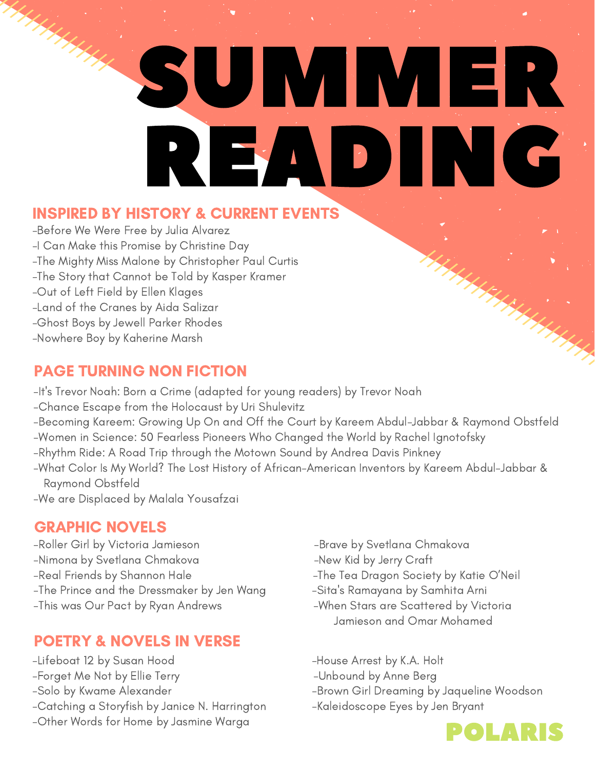# SUMMER READING

## INSPIRED BY HISTORY & CURRENT EVENTS

- Before We Were Free by Julia Alvarez
- I Can Make this Promise by Christine Day
- The Mighty Miss Malone by Christopher Paul Curtis
- The Story that Cannot be Told by Kasper Kramer
- Out of Left Field by Ellen Klages
- Land of the Cranes by Aida Salizar
- Ghost Boys by Jewell Parker Rhodes
- Nowhere Boy by Kaherine Marsh

## PAGE TURNING NON FICTION

- It's Trevor Noah: Born a Crime (adapted for young readers) by Trevor Noah
- Chance Escape from the Holocaust by Uri Shulevitz
- Becoming Kareem: Growing Up On and Off the Court by Kareem Abdul-Jabbar & Raymond Obstfeld
- Women in Science: 50 Fearless Pioneers Who Changed the World by Rachel Ignotofsky
- Rhythm Ride: A Road Trip through the Motown Sound by Andrea Davis Pinkney
- What Color Is My World? The Lost History of African-American Inventors by Kareem Abdul-Jabbar & Raymond Obstfeld
- We are Displaced by Malala Yousafzai

## GRAPHIC NOVELS

- Roller Girl by Victoria Jamieson
- Nimona by Svetlana Chmakova
- Real Friends by Shannon Hale
- The Prince and the Dressmaker by Jen Wang
- This was Our Pact by Ryan Andrews
- Brave by Svetlana Chmakova
- New Kid by Jerry Craft
- The Tea Dragon Society by Katie O'Neil
- Sita's Ramayana by Samhita Arni
- When Stars are Scattered by Victoria Jamieson and Omar Mohamed

## POETRY & NOVELS IN VERSE

- Lifeboat 12 by Susan Hood
- Forget Me Not by Ellie Terry
- Solo by Kwame Alexander
- Catching a Storyfish by Janice N. Harrington
- Other Words for Home by Jasmine Warga
- House Arrest by K.A. Holt
- Unbound by Anne Berg
- Brown Girl Dreaming by Jaqueline Woodson
- Kaleidoscope Eyes by Jen Bryant

POLARIS